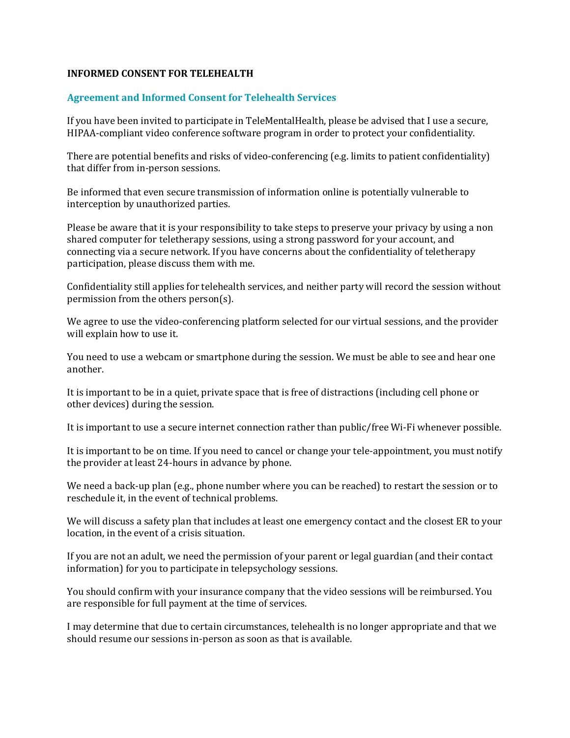# INFORMED CONSENT FOR TELEHEALTH

## Agreement and Informed Consent for Telehealth Services

If you have been invited to participate in TeleMentalHealth, please be advised that I use a secure, HIPAA-compliant video conference software program in order to protect your confidentiality.

There are potential benefits and risks of video-conferencing (e.g. limits to patient confidentiality) that differ from in-person sessions.

Be informed that even secure transmission of information online is potentially vulnerable to interception by unauthorized parties.

Please be aware that it is your responsibility to take steps to preserve your privacy by using a non shared computer for teletherapy sessions, using a strong password for your account, and connecting via a secure network. If you have concerns about the confidentiality of teletherapy participation, please discuss them with me.

Confidentiality still applies for telehealth services, and neither party will record the session without permission from the others person(s).

We agree to use the video-conferencing platform selected for our virtual sessions, and the provider will explain how to use it.

You need to use a webcam or smartphone during the session. We must be able to see and hear one another.

It is important to be in a quiet, private space that is free of distractions (including cell phone or other devices) during the session.

It is important to use a secure internet connection rather than public/free Wi-Fi whenever possible.

It is important to be on time. If you need to cancel or change your tele-appointment, you must notify the provider at least 24-hours in advance by phone.

We need a back-up plan (e.g., phone number where you can be reached) to restart the session or to reschedule it, in the event of technical problems.

We will discuss a safety plan that includes at least one emergency contact and the closest ER to your location, in the event of a crisis situation.

If you are not an adult, we need the permission of your parent or legal guardian (and their contact information) for you to participate in telepsychology sessions.

You should confirm with your insurance company that the video sessions will be reimbursed. You are responsible for full payment at the time of services.

I may determine that due to certain circumstances, telehealth is no longer appropriate and that we should resume our sessions in-person as soon as that is available.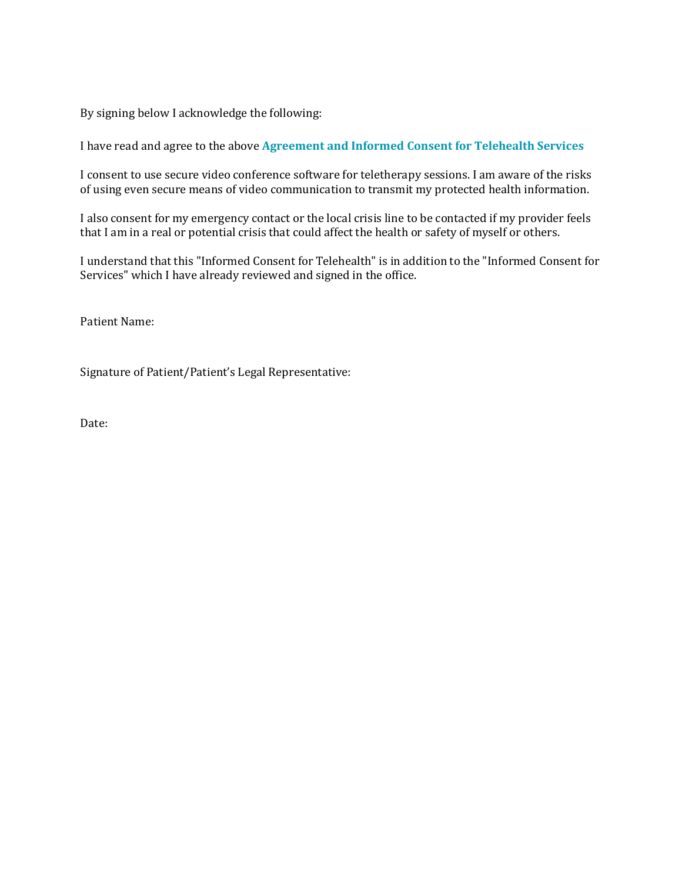By signing below I acknowledge the following:

I have read and agree to the above **Agreement and Informed Consent for Telehealth Services**

I consent to use secure video conference software for teletherapy sessions. I am aware of the risks of using even secure means of video communication to transmit my protected health information.

I also consent for my emergency contact or the local crisis line to be contacted if my provider feels that I am in a real or potential crisis that could affect the health or safety of myself or others.

I understand that this "Informed Consent for Telehealth" is in addition to the "Informed Consent for Services" which I have already reviewed and signed in the office.

Patient Name:

Signature of Patient/Patient's Legal Representative:

Date: